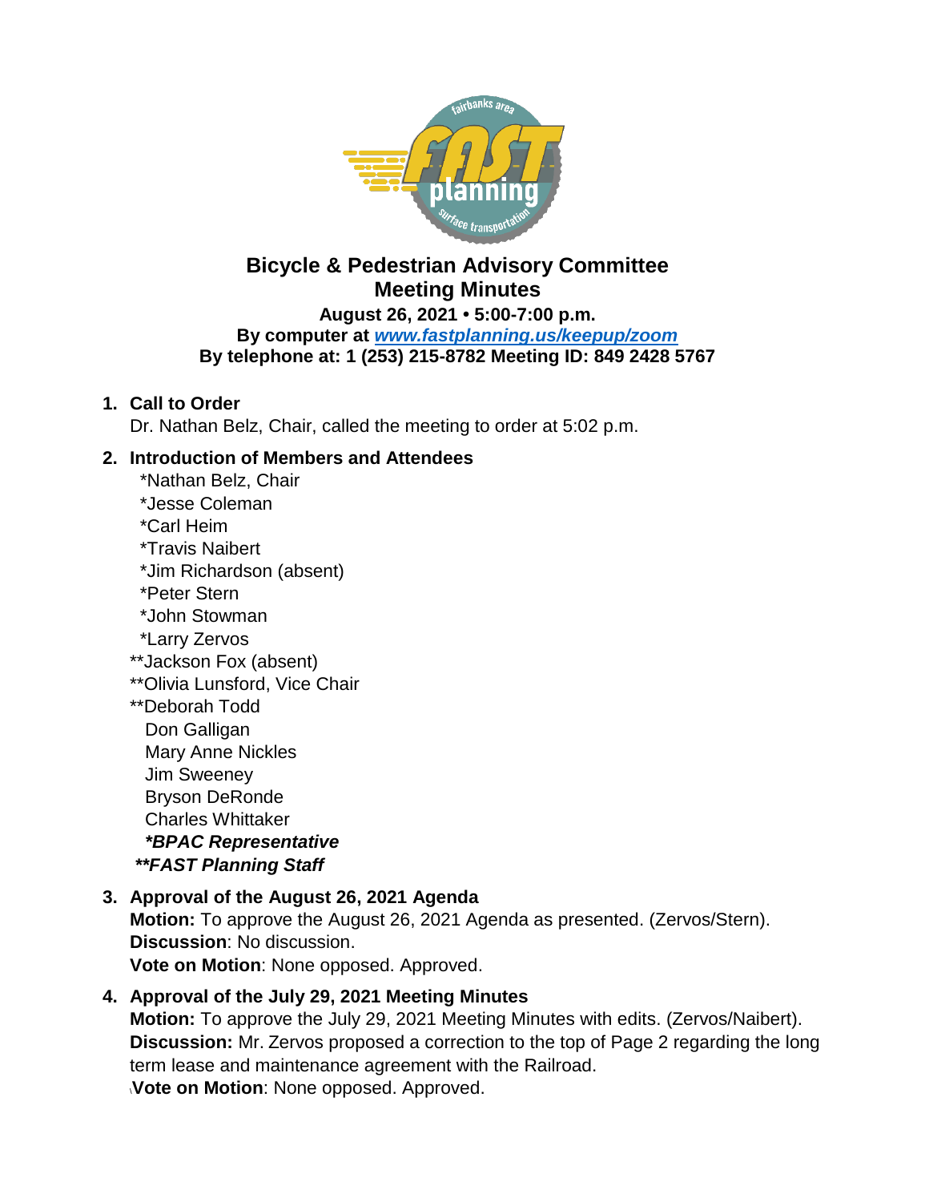# Bicycle & Pedestrian Advisory Committee
# Meeting Minutes

**August 26, 2021 • 5:00-7:00 p.m.**
**By computer at [www.fastplanning.us/keepup/zoom](www.fastplanning.us/keepup/zoom)**
**By telephone at: 1 (253) 215-8782 Meeting ID: 849 2428 5767**

1. **Call to Order**
   Dr. Nathan Belz, Chair, called the meeting to order at 5:02 p.m.

2. **Introduction of Members and Attendees**
   *Nathan Belz, Chair
   *Jesse Coleman
   *Carl Heim
   *Travis Naibert
   *Jim Richardson (absent)
   *Peter Stern
   *John Stowman
   *Larry Zervos
   **Jackson Fox (absent)
   **Olivia Lunsford, Vice Chair
   **Deborah Todd
   Don Galligan
   Mary Anne Nickles
   Jim Sweeney
   Bryson DeRonde
   Charles Whittaker
   ***\*BPAC Representative***
   ***\*\*FAST Planning Staff***

3. **Approval of the August 26, 2021 Agenda**
   **Motion:** To approve the August 26, 2021 Agenda as presented. (Zervos/Stern).
   **Discussion**: No discussion.
   **Vote on Motion**: None opposed. Approved.

4. **Approval of the July 29, 2021 Meeting Minutes**
   **Motion:** To approve the July 29, 2021 Meeting Minutes with edits. (Zervos/Naibert).
   **Discussion:** Mr. Zervos proposed a correction to the top of Page 2 regarding the long term lease and maintenance agreement with the Railroad.
   **Vote on Motion**: None opposed. Approved.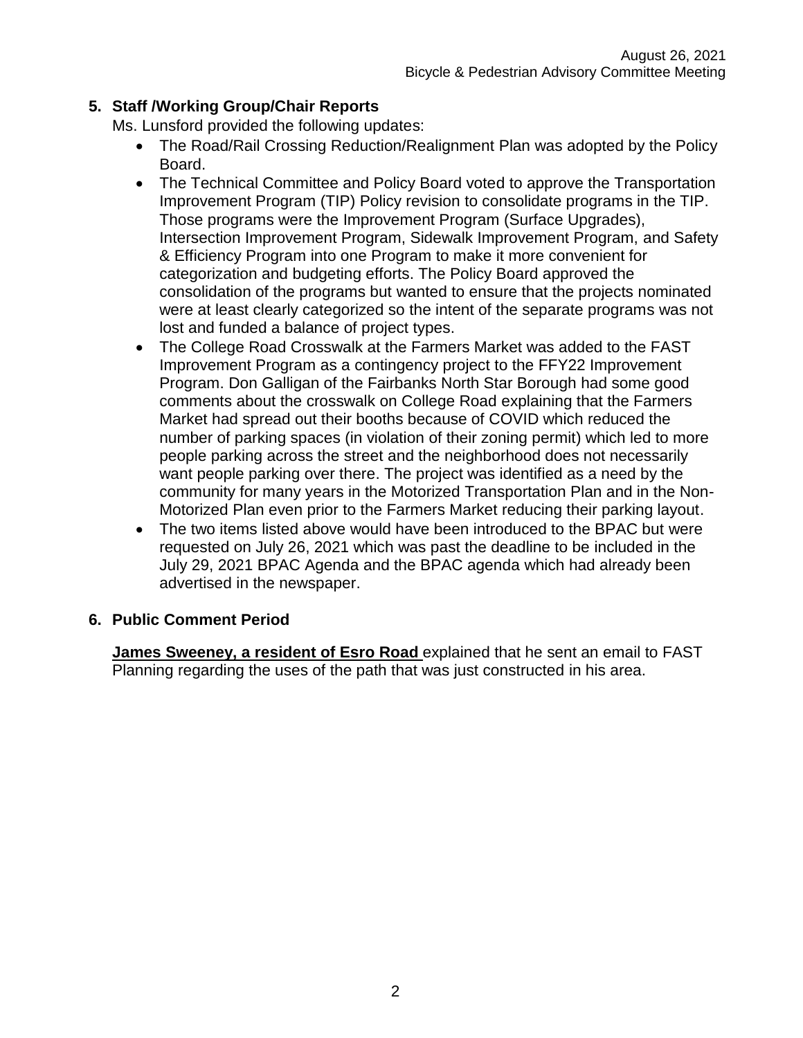## 5. Staff /Working Group/Chair Reports

Ms. Lunsford provided the following updates:

- The Road/Rail Crossing Reduction/Realignment Plan was adopted by the Policy Board.
- The Technical Committee and Policy Board voted to approve the Transportation Improvement Program (TIP) Policy revision to consolidate programs in the TIP. Those programs were the Improvement Program (Surface Upgrades), Intersection Improvement Program, Sidewalk Improvement Program, and Safety & Efficiency Program into one Program to make it more convenient for categorization and budgeting efforts. The Policy Board approved the consolidation of the programs but wanted to ensure that the projects nominated were at least clearly categorized so the intent of the separate programs was not lost and funded a balance of project types.
- The College Road Crosswalk at the Farmers Market was added to the FAST Improvement Program as a contingency project to the FFY22 Improvement Program. Don Galligan of the Fairbanks North Star Borough had some good comments about the crosswalk on College Road explaining that the Farmers Market had spread out their booths because of COVID which reduced the number of parking spaces (in violation of their zoning permit) which led to more people parking across the street and the neighborhood does not necessarily want people parking over there. The project was identified as a need by the community for many years in the Motorized Transportation Plan and in the Non-Motorized Plan even prior to the Farmers Market reducing their parking layout.
- The two items listed above would have been introduced to the BPAC but were requested on July 26, 2021 which was past the deadline to be included in the July 29, 2021 BPAC Agenda and the BPAC agenda which had already been advertised in the newspaper.

## 6. Public Comment Period

**James Sweeney, a resident of Esro Road** explained that he sent an email to FAST Planning regarding the uses of the path that was just constructed in his area.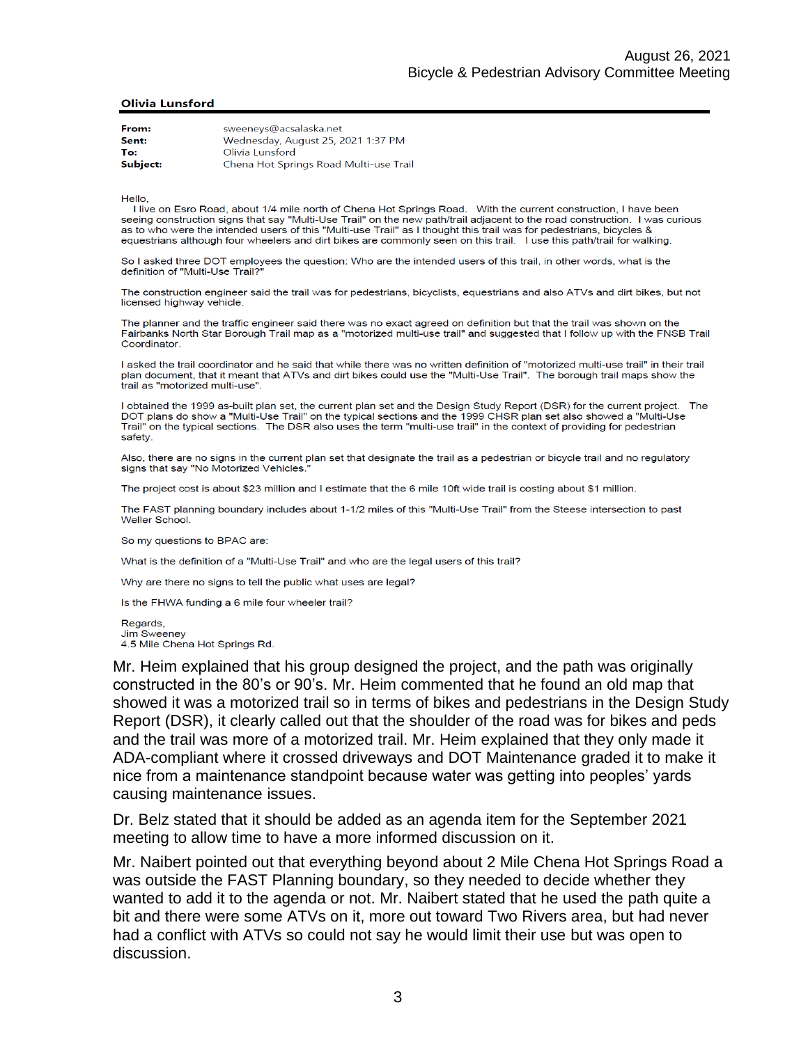**Olivia Lunsford**

**From:** sweeneys@acsalaska.net
**Sent:** Wednesday, August 25, 2021 1:37 PM
**To:** Olivia Lunsford
**Subject:** Chena Hot Springs Road Multi-use Trail

Hello,

I live on Esro Road, about 1/4 mile north of Chena Hot Springs Road. With the current construction, I have been seeing construction signs that say "Multi-Use Trail" on the new path/trail adjacent to the road construction. I was curious as to who were the intended users of this "Multi-use Trail" as I thought this trail was for pedestrians, bicycles & equestrians although four wheelers and dirt bikes are commonly seen on this trail. I use this path/trail for walking.

So I asked three DOT employees the question: Who are the intended users of this trail, in other words, what is the definition of "Multi-Use Trail?"

The construction engineer said the trail was for pedestrians, bicyclists, equestrians and also ATVs and dirt bikes, but not licensed highway vehicle.

The planner and the traffic engineer said there was no exact agreed on definition but that the trail was shown on the Fairbanks North Star Borough Trail map as a "motorized multi-use trail" and suggested that I follow up with the FNSB Trail Coordinator.

I asked the trail coordinator and he said that while there was no written definition of "motorized multi-use trail" in their trail plan document, that it meant that ATVs and dirt bikes could use the "Multi-Use Trail". The borough trail maps show the trail as "motorized multi-use".

I obtained the 1999 as-built plan set, the current plan set and the Design Study Report (DSR) for the current project. The DOT plans do show a "Multi-Use Trail" on the typical sections and the 1999 CHSR plan set also showed a "Multi-Use Trail" on the typical sections. The DSR also uses the term "multi-use trail" in the context of providing for pedestrian safety.

Also, there are no signs in the current plan set that designate the trail as a pedestrian or bicycle trail and no regulatory signs that say "No Motorized Vehicles."

The project cost is about $23 million and I estimate that the 6 mile 10ft wide trail is costing about $1 million.

The FAST planning boundary includes about 1-1/2 miles of this "Multi-Use Trail" from the Steese intersection to past Weller School.

So my questions to BPAC are:

What is the definition of a "Multi-Use Trail" and who are the legal users of this trail?

Why are there no signs to tell the public what uses are legal?

Is the FHWA funding a 6 mile four wheeler trail?

Regards,
Jim Sweeney
4.5 Mile Chena Hot Springs Rd.

Mr. Heim explained that his group designed the project, and the path was originally constructed in the 80's or 90's. Mr. Heim commented that he found an old map that showed it was a motorized trail so in terms of bikes and pedestrians in the Design Study Report (DSR), it clearly called out that the shoulder of the road was for bikes and peds and the trail was more of a motorized trail. Mr. Heim explained that they only made it ADA-compliant where it crossed driveways and DOT Maintenance graded it to make it nice from a maintenance standpoint because water was getting into peoples' yards causing maintenance issues.

Dr. Belz stated that it should be added as an agenda item for the September 2021 meeting to allow time to have a more informed discussion on it.

Mr. Naibert pointed out that everything beyond about 2 Mile Chena Hot Springs Road a was outside the FAST Planning boundary, so they needed to decide whether they wanted to add it to the agenda or not. Mr. Naibert stated that he used the path quite a bit and there were some ATVs on it, more out toward Two Rivers area, but had never had a conflict with ATVs so could not say he would limit their use but was open to discussion.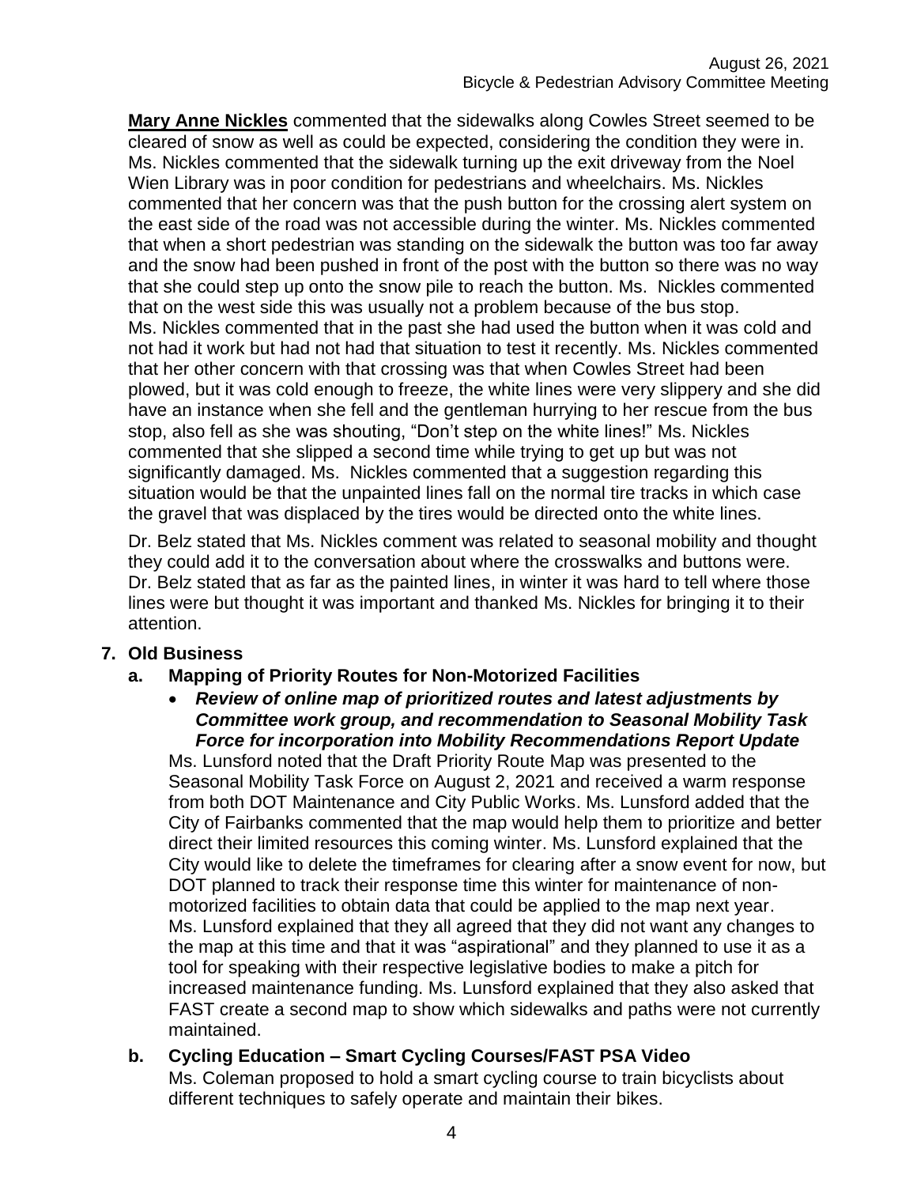**Mary Anne Nickles** commented that the sidewalks along Cowles Street seemed to be cleared of snow as well as could be expected, considering the condition they were in. Ms. Nickles commented that the sidewalk turning up the exit driveway from the Noel Wien Library was in poor condition for pedestrians and wheelchairs. Ms. Nickles commented that her concern was that the push button for the crossing alert system on the east side of the road was not accessible during the winter. Ms. Nickles commented that when a short pedestrian was standing on the sidewalk the button was too far away and the snow had been pushed in front of the post with the button so there was no way that she could step up onto the snow pile to reach the button. Ms. Nickles commented that on the west side this was usually not a problem because of the bus stop. Ms. Nickles commented that in the past she had used the button when it was cold and not had it work but had not had that situation to test it recently. Ms. Nickles commented that her other concern with that crossing was that when Cowles Street had been plowed, but it was cold enough to freeze, the white lines were very slippery and she did have an instance when she fell and the gentleman hurrying to her rescue from the bus stop, also fell as she was shouting, "Don't step on the white lines!" Ms. Nickles commented that she slipped a second time while trying to get up but was not significantly damaged. Ms. Nickles commented that a suggestion regarding this situation would be that the unpainted lines fall on the normal tire tracks in which case the gravel that was displaced by the tires would be directed onto the white lines.

Dr. Belz stated that Ms. Nickles comment was related to seasonal mobility and thought they could add it to the conversation about where the crosswalks and buttons were. Dr. Belz stated that as far as the painted lines, in winter it was hard to tell where those lines were but thought it was important and thanked Ms. Nickles for bringing it to their attention.

## 7. Old Business

### a. Mapping of Priority Routes for Non-Motorized Facilities

- ***Review of online map of prioritized routes and latest adjustments by Committee work group, and recommendation to Seasonal Mobility Task Force for incorporation into Mobility Recommendations Report Update***

Ms. Lunsford noted that the Draft Priority Route Map was presented to the Seasonal Mobility Task Force on August 2, 2021 and received a warm response from both DOT Maintenance and City Public Works. Ms. Lunsford added that the City of Fairbanks commented that the map would help them to prioritize and better direct their limited resources this coming winter. Ms. Lunsford explained that the City would like to delete the timeframes for clearing after a snow event for now, but DOT planned to track their response time this winter for maintenance of non-motorized facilities to obtain data that could be applied to the map next year. Ms. Lunsford explained that they all agreed that they did not want any changes to the map at this time and that it was "aspirational" and they planned to use it as a tool for speaking with their respective legislative bodies to make a pitch for increased maintenance funding. Ms. Lunsford explained that they also asked that FAST create a second map to show which sidewalks and paths were not currently maintained.

### b. Cycling Education – Smart Cycling Courses/FAST PSA Video

Ms. Coleman proposed to hold a smart cycling course to train bicyclists about different techniques to safely operate and maintain their bikes.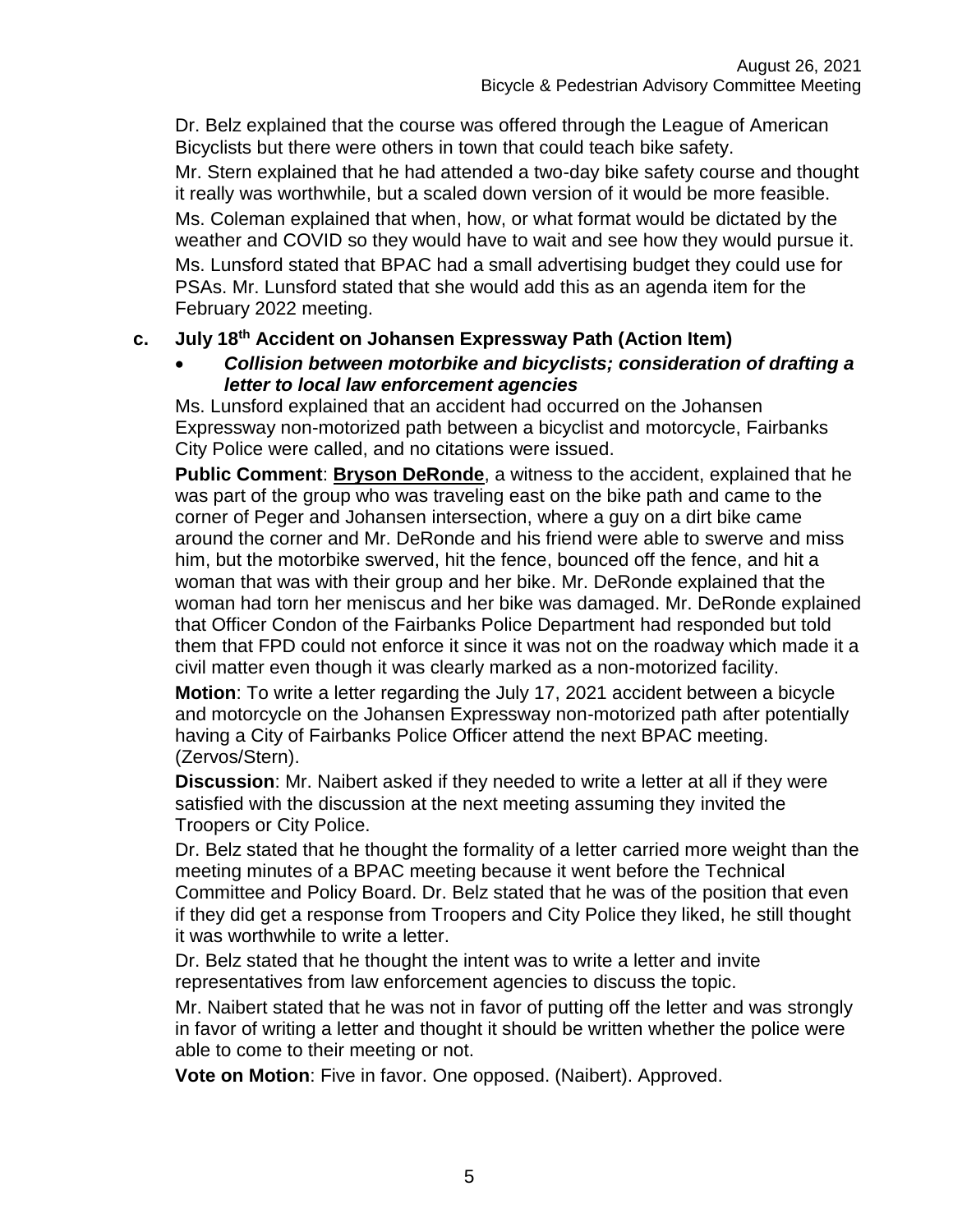Dr. Belz explained that the course was offered through the League of American Bicyclists but there were others in town that could teach bike safety.

Mr. Stern explained that he had attended a two-day bike safety course and thought it really was worthwhile, but a scaled down version of it would be more feasible.

Ms. Coleman explained that when, how, or what format would be dictated by the weather and COVID so they would have to wait and see how they would pursue it.

Ms. Lunsford stated that BPAC had a small advertising budget they could use for PSAs. Mr. Lunsford stated that she would add this as an agenda item for the February 2022 meeting.

**c. July 18th Accident on Johansen Expressway Path (Action Item)**

- ***Collision between motorbike and bicyclists; consideration of drafting a letter to local law enforcement agencies***

Ms. Lunsford explained that an accident had occurred on the Johansen Expressway non-motorized path between a bicyclist and motorcycle, Fairbanks City Police were called, and no citations were issued.

**Public Comment**: **Bryson DeRonde**, a witness to the accident, explained that he was part of the group who was traveling east on the bike path and came to the corner of Peger and Johansen intersection, where a guy on a dirt bike came around the corner and Mr. DeRonde and his friend were able to swerve and miss him, but the motorbike swerved, hit the fence, bounced off the fence, and hit a woman that was with their group and her bike. Mr. DeRonde explained that the woman had torn her meniscus and her bike was damaged. Mr. DeRonde explained that Officer Condon of the Fairbanks Police Department had responded but told them that FPD could not enforce it since it was not on the roadway which made it a civil matter even though it was clearly marked as a non-motorized facility.

**Motion**: To write a letter regarding the July 17, 2021 accident between a bicycle and motorcycle on the Johansen Expressway non-motorized path after potentially having a City of Fairbanks Police Officer attend the next BPAC meeting. (Zervos/Stern).

**Discussion**: Mr. Naibert asked if they needed to write a letter at all if they were satisfied with the discussion at the next meeting assuming they invited the Troopers or City Police.

Dr. Belz stated that he thought the formality of a letter carried more weight than the meeting minutes of a BPAC meeting because it went before the Technical Committee and Policy Board. Dr. Belz stated that he was of the position that even if they did get a response from Troopers and City Police they liked, he still thought it was worthwhile to write a letter.

Dr. Belz stated that he thought the intent was to write a letter and invite representatives from law enforcement agencies to discuss the topic.

Mr. Naibert stated that he was not in favor of putting off the letter and was strongly in favor of writing a letter and thought it should be written whether the police were able to come to their meeting or not.

**Vote on Motion**: Five in favor. One opposed. (Naibert). Approved.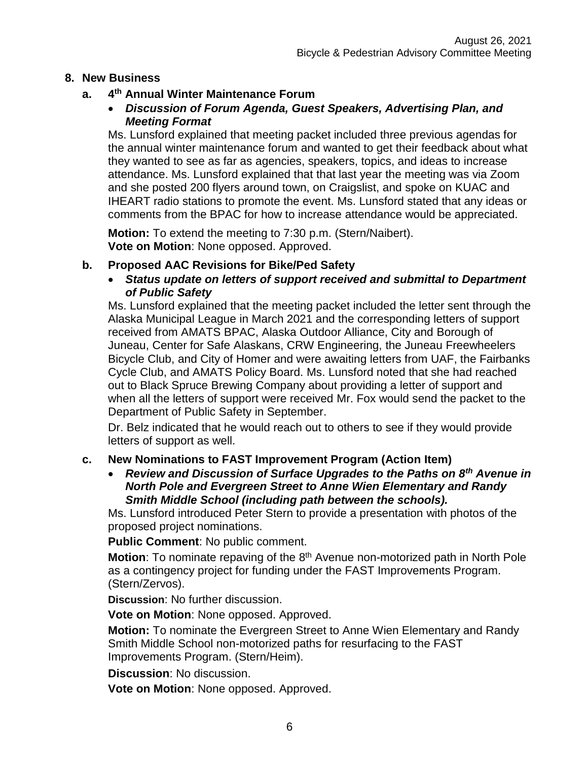## 8. New Business

### a. 4th Annual Winter Maintenance Forum

- ***Discussion of Forum Agenda, Guest Speakers, Advertising Plan, and Meeting Format***

Ms. Lunsford explained that meeting packet included three previous agendas for the annual winter maintenance forum and wanted to get their feedback about what they wanted to see as far as agencies, speakers, topics, and ideas to increase attendance. Ms. Lunsford explained that that last year the meeting was via Zoom and she posted 200 flyers around town, on Craigslist, and spoke on KUAC and IHEART radio stations to promote the event. Ms. Lunsford stated that any ideas or comments from the BPAC for how to increase attendance would be appreciated.

**Motion:** To extend the meeting to 7:30 p.m. (Stern/Naibert).
**Vote on Motion**: None opposed. Approved.

### b. Proposed AAC Revisions for Bike/Ped Safety

- ***Status update on letters of support received and submittal to Department of Public Safety***

Ms. Lunsford explained that the meeting packet included the letter sent through the Alaska Municipal League in March 2021 and the corresponding letters of support received from AMATS BPAC, Alaska Outdoor Alliance, City and Borough of Juneau, Center for Safe Alaskans, CRW Engineering, the Juneau Freewheelers Bicycle Club, and City of Homer and were awaiting letters from UAF, the Fairbanks Cycle Club, and AMATS Policy Board. Ms. Lunsford noted that she had reached out to Black Spruce Brewing Company about providing a letter of support and when all the letters of support were received Mr. Fox would send the packet to the Department of Public Safety in September.

Dr. Belz indicated that he would reach out to others to see if they would provide letters of support as well.

### c. New Nominations to FAST Improvement Program (Action Item)

- ***Review and Discussion of Surface Upgrades to the Paths on 8th Avenue in North Pole and Evergreen Street to Anne Wien Elementary and Randy Smith Middle School (including path between the schools).***

Ms. Lunsford introduced Peter Stern to provide a presentation with photos of the proposed project nominations.

**Public Comment**: No public comment.

**Motion**: To nominate repaving of the 8th Avenue non-motorized path in North Pole as a contingency project for funding under the FAST Improvements Program. (Stern/Zervos).

**Discussion**: No further discussion.

**Vote on Motion**: None opposed. Approved.

**Motion:** To nominate the Evergreen Street to Anne Wien Elementary and Randy Smith Middle School non-motorized paths for resurfacing to the FAST Improvements Program. (Stern/Heim).

**Discussion**: No discussion.

**Vote on Motion**: None opposed. Approved.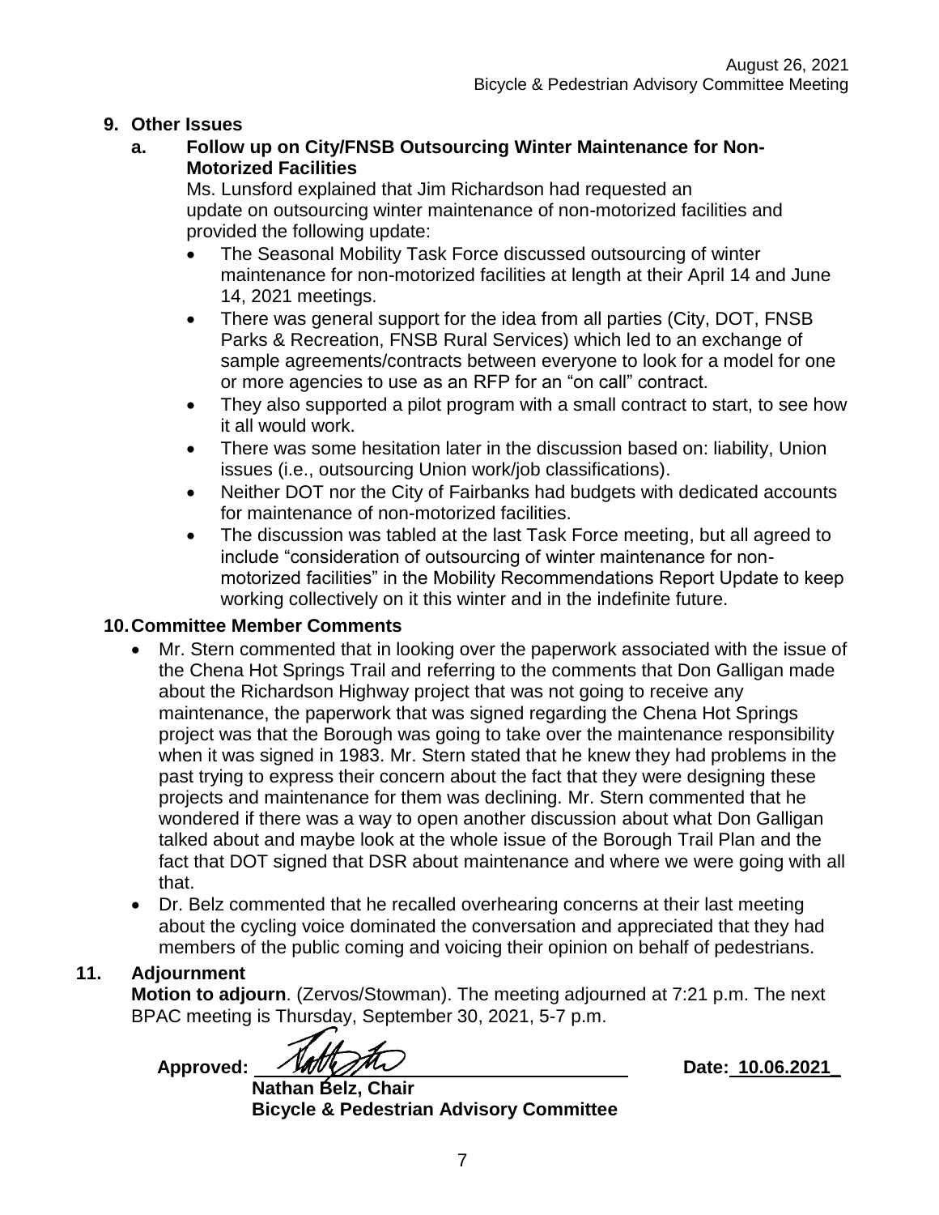## 9. Other Issues

### a. Follow up on City/FNSB Outsourcing Winter Maintenance for Non-Motorized Facilities

Ms. Lunsford explained that Jim Richardson had requested an update on outsourcing winter maintenance of non-motorized facilities and provided the following update:

- The Seasonal Mobility Task Force discussed outsourcing of winter maintenance for non-motorized facilities at length at their April 14 and June 14, 2021 meetings.
- There was general support for the idea from all parties (City, DOT, FNSB Parks & Recreation, FNSB Rural Services) which led to an exchange of sample agreements/contracts between everyone to look for a model for one or more agencies to use as an RFP for an "on call" contract.
- They also supported a pilot program with a small contract to start, to see how it all would work.
- There was some hesitation later in the discussion based on: liability, Union issues (i.e., outsourcing Union work/job classifications).
- Neither DOT nor the City of Fairbanks had budgets with dedicated accounts for maintenance of non-motorized facilities.
- The discussion was tabled at the last Task Force meeting, but all agreed to include "consideration of outsourcing of winter maintenance for non-motorized facilities" in the Mobility Recommendations Report Update to keep working collectively on it this winter and in the indefinite future.

## 10. Committee Member Comments

- Mr. Stern commented that in looking over the paperwork associated with the issue of the Chena Hot Springs Trail and referring to the comments that Don Galligan made about the Richardson Highway project that was not going to receive any maintenance, the paperwork that was signed regarding the Chena Hot Springs project was that the Borough was going to take over the maintenance responsibility when it was signed in 1983. Mr. Stern stated that he knew they had problems in the past trying to express their concern about the fact that they were designing these projects and maintenance for them was declining. Mr. Stern commented that he wondered if there was a way to open another discussion about what Don Galligan talked about and maybe look at the whole issue of the Borough Trail Plan and the fact that DOT signed that DSR about maintenance and where we were going with all that.
- Dr. Belz commented that he recalled overhearing concerns at their last meeting about the cycling voice dominated the conversation and appreciated that they had members of the public coming and voicing their opinion on behalf of pedestrians.

## 11. Adjournment

**Motion to adjourn**. (Zervos/Stowman). The meeting adjourned at 7:21 p.m. The next BPAC meeting is Thursday, September 30, 2021, 5-7 p.m.

**Approved:** ______________________ **Date: 10.06.2021**

**Nathan Belz, Chair**
**Bicycle & Pedestrian Advisory Committee**